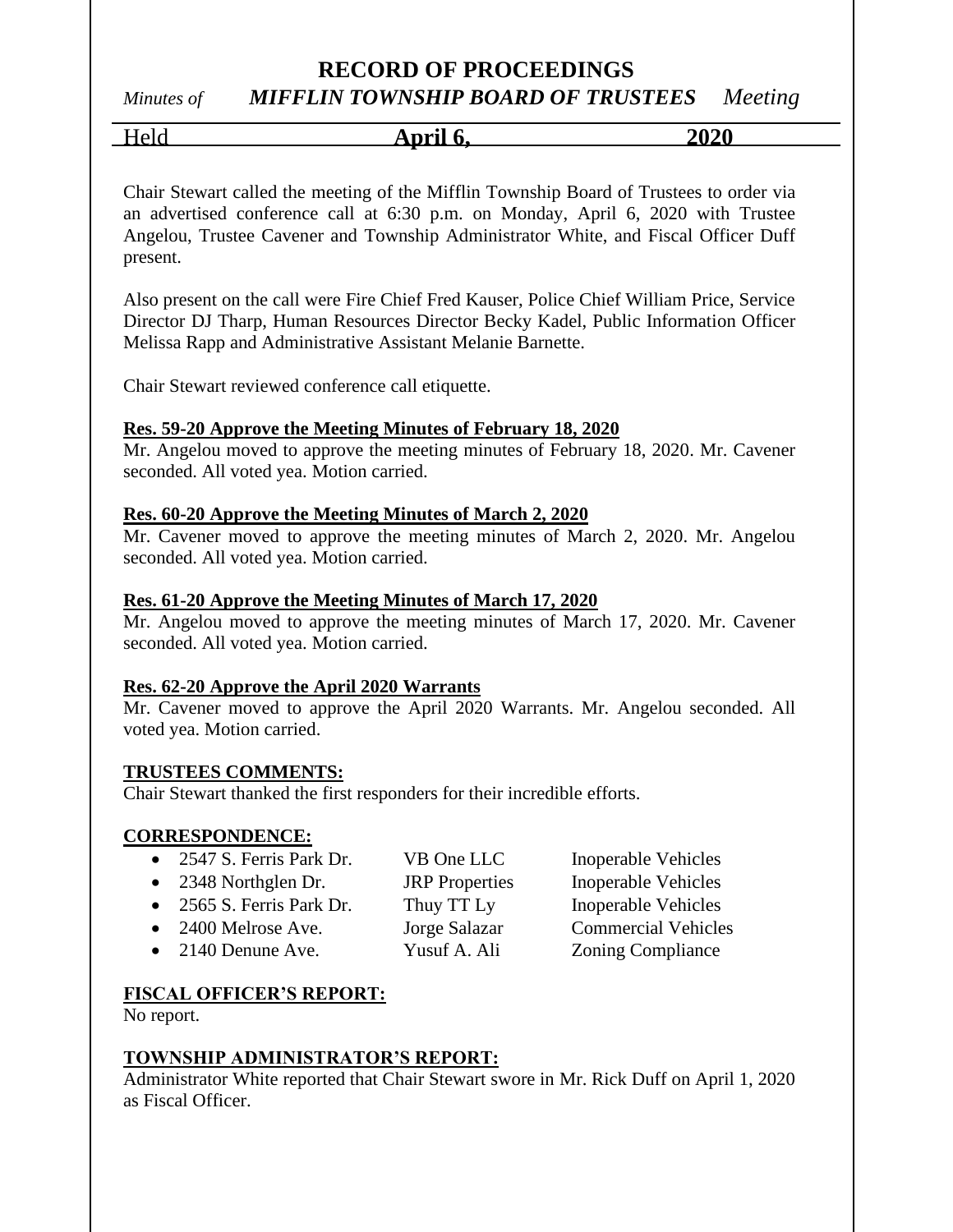# RECORD OF PROCEEDINGS

*Minutes of* ***MIFFLIN TOWNSHIP BOARD OF TRUSTEES*** *Meeting*

Held **April 6, 2020**

Chair Stewart called the meeting of the Mifflin Township Board of Trustees to order via an advertised conference call at 6:30 p.m. on Monday, April 6, 2020 with Trustee Angelou, Trustee Cavener and Township Administrator White, and Fiscal Officer Duff present.

Also present on the call were Fire Chief Fred Kauser, Police Chief William Price, Service Director DJ Tharp, Human Resources Director Becky Kadel, Public Information Officer Melissa Rapp and Administrative Assistant Melanie Barnette.

Chair Stewart reviewed conference call etiquette.

**Res. 59-20 Approve the Meeting Minutes of February 18, 2020**

Mr. Angelou moved to approve the meeting minutes of February 18, 2020. Mr. Cavener seconded. All voted yea. Motion carried.

**Res. 60-20 Approve the Meeting Minutes of March 2, 2020**

Mr. Cavener moved to approve the meeting minutes of March 2, 2020. Mr. Angelou seconded. All voted yea. Motion carried.

**Res. 61-20 Approve the Meeting Minutes of March 17, 2020**

Mr. Angelou moved to approve the meeting minutes of March 17, 2020. Mr. Cavener seconded. All voted yea. Motion carried.

**Res. 62-20 Approve the April 2020 Warrants**

Mr. Cavener moved to approve the April 2020 Warrants. Mr. Angelou seconded. All voted yea. Motion carried.

**TRUSTEES COMMENTS:**

Chair Stewart thanked the first responders for their incredible efforts.

**CORRESPONDENCE:**

- 2547 S. Ferris Park Dr. — VB One LLC — Inoperable Vehicles
- 2348 Northglen Dr. — JRP Properties — Inoperable Vehicles
- 2565 S. Ferris Park Dr. — Thuy TT Ly — Inoperable Vehicles
- 2400 Melrose Ave. — Jorge Salazar — Commercial Vehicles
- 2140 Denune Ave. — Yusuf A. Ali — Zoning Compliance

**FISCAL OFFICER'S REPORT:**

No report.

**TOWNSHIP ADMINISTRATOR'S REPORT:**

Administrator White reported that Chair Stewart swore in Mr. Rick Duff on April 1, 2020 as Fiscal Officer.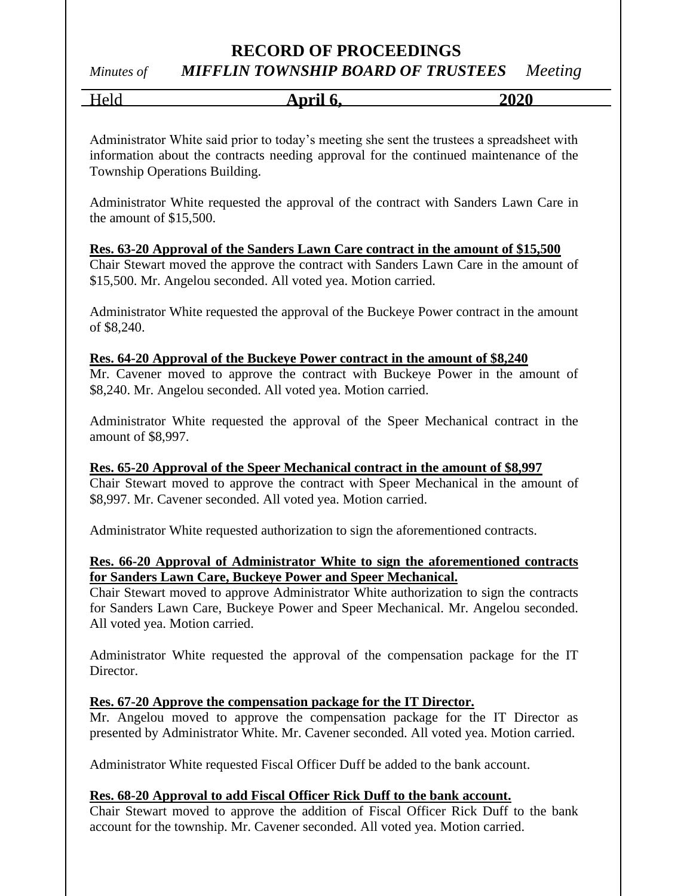Administrator White said prior to today's meeting she sent the trustees a spreadsheet with information about the contracts needing approval for the continued maintenance of the Township Operations Building.

Administrator White requested the approval of the contract with Sanders Lawn Care in the amount of $15,500.

**Res. 63-20 Approval of the Sanders Lawn Care contract in the amount of $15,500**
Chair Stewart moved the approve the contract with Sanders Lawn Care in the amount of $15,500. Mr. Angelou seconded. All voted yea. Motion carried.

Administrator White requested the approval of the Buckeye Power contract in the amount of $8,240.

**Res. 64-20 Approval of the Buckeye Power contract in the amount of $8,240**
Mr. Cavener moved to approve the contract with Buckeye Power in the amount of $8,240. Mr. Angelou seconded. All voted yea. Motion carried.

Administrator White requested the approval of the Speer Mechanical contract in the amount of $8,997.

**Res. 65-20 Approval of the Speer Mechanical contract in the amount of $8,997**
Chair Stewart moved to approve the contract with Speer Mechanical in the amount of $8,997. Mr. Cavener seconded. All voted yea. Motion carried.

Administrator White requested authorization to sign the aforementioned contracts.

**Res. 66-20 Approval of Administrator White to sign the aforementioned contracts for Sanders Lawn Care, Buckeye Power and Speer Mechanical.**
Chair Stewart moved to approve Administrator White authorization to sign the contracts for Sanders Lawn Care, Buckeye Power and Speer Mechanical. Mr. Angelou seconded. All voted yea. Motion carried.

Administrator White requested the approval of the compensation package for the IT Director.

**Res. 67-20 Approve the compensation package for the IT Director.**
Mr. Angelou moved to approve the compensation package for the IT Director as presented by Administrator White. Mr. Cavener seconded. All voted yea. Motion carried.

Administrator White requested Fiscal Officer Duff be added to the bank account.

**Res. 68-20 Approval to add Fiscal Officer Rick Duff to the bank account.**
Chair Stewart moved to approve the addition of Fiscal Officer Rick Duff to the bank account for the township. Mr. Cavener seconded. All voted yea. Motion carried.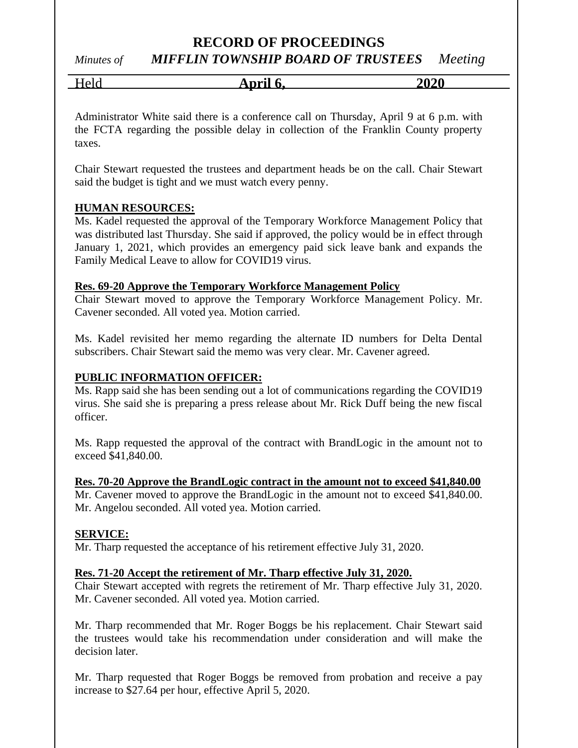Administrator White said there is a conference call on Thursday, April 9 at 6 p.m. with the FCTA regarding the possible delay in collection of the Franklin County property taxes.

Chair Stewart requested the trustees and department heads be on the call. Chair Stewart said the budget is tight and we must watch every penny.

**HUMAN RESOURCES:**
Ms. Kadel requested the approval of the Temporary Workforce Management Policy that was distributed last Thursday. She said if approved, the policy would be in effect through January 1, 2021, which provides an emergency paid sick leave bank and expands the Family Medical Leave to allow for COVID19 virus.

**Res. 69-20 Approve the Temporary Workforce Management Policy**
Chair Stewart moved to approve the Temporary Workforce Management Policy. Mr. Cavener seconded. All voted yea. Motion carried.

Ms. Kadel revisited her memo regarding the alternate ID numbers for Delta Dental subscribers. Chair Stewart said the memo was very clear. Mr. Cavener agreed.

**PUBLIC INFORMATION OFFICER:**
Ms. Rapp said she has been sending out a lot of communications regarding the COVID19 virus. She said she is preparing a press release about Mr. Rick Duff being the new fiscal officer.

Ms. Rapp requested the approval of the contract with BrandLogic in the amount not to exceed $41,840.00.

**Res. 70-20 Approve the BrandLogic contract in the amount not to exceed $41,840.00**
Mr. Cavener moved to approve the BrandLogic in the amount not to exceed $41,840.00. Mr. Angelou seconded. All voted yea. Motion carried.

**SERVICE:**
Mr. Tharp requested the acceptance of his retirement effective July 31, 2020.

**Res. 71-20 Accept the retirement of Mr. Tharp effective July 31, 2020.**
Chair Stewart accepted with regrets the retirement of Mr. Tharp effective July 31, 2020. Mr. Cavener seconded. All voted yea. Motion carried.

Mr. Tharp recommended that Mr. Roger Boggs be his replacement. Chair Stewart said the trustees would take his recommendation under consideration and will make the decision later.

Mr. Tharp requested that Roger Boggs be removed from probation and receive a pay increase to $27.64 per hour, effective April 5, 2020.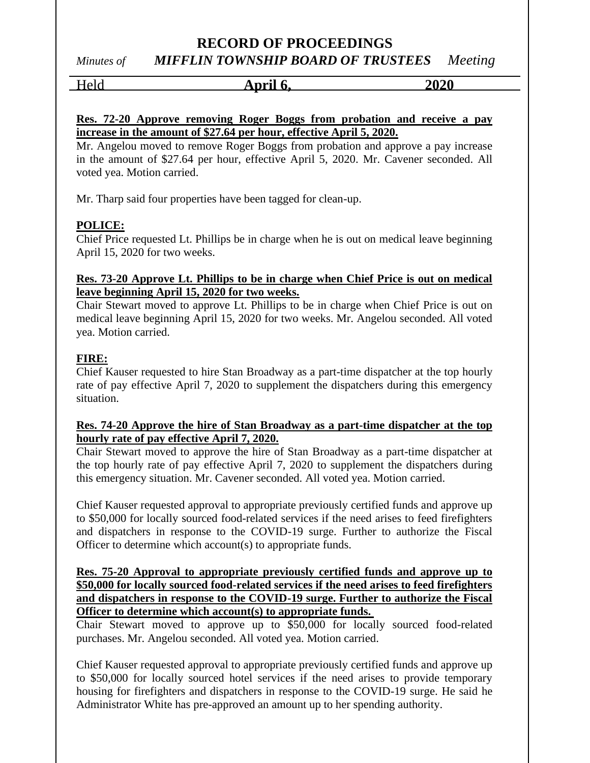**Res. 72-20 Approve removing Roger Boggs from probation and receive a pay increase in the amount of $27.64 per hour, effective April 5, 2020.**

Mr. Angelou moved to remove Roger Boggs from probation and approve a pay increase in the amount of $27.64 per hour, effective April 5, 2020. Mr. Cavener seconded. All voted yea. Motion carried.

Mr. Tharp said four properties have been tagged for clean-up.

## POLICE:

Chief Price requested Lt. Phillips be in charge when he is out on medical leave beginning April 15, 2020 for two weeks.

**Res. 73-20 Approve Lt. Phillips to be in charge when Chief Price is out on medical leave beginning April 15, 2020 for two weeks.**

Chair Stewart moved to approve Lt. Phillips to be in charge when Chief Price is out on medical leave beginning April 15, 2020 for two weeks. Mr. Angelou seconded. All voted yea. Motion carried.

## FIRE:

Chief Kauser requested to hire Stan Broadway as a part-time dispatcher at the top hourly rate of pay effective April 7, 2020 to supplement the dispatchers during this emergency situation.

**Res. 74-20 Approve the hire of Stan Broadway as a part-time dispatcher at the top hourly rate of pay effective April 7, 2020.**

Chair Stewart moved to approve the hire of Stan Broadway as a part-time dispatcher at the top hourly rate of pay effective April 7, 2020 to supplement the dispatchers during this emergency situation. Mr. Cavener seconded. All voted yea. Motion carried.

Chief Kauser requested approval to appropriate previously certified funds and approve up to $50,000 for locally sourced food-related services if the need arises to feed firefighters and dispatchers in response to the COVID-19 surge. Further to authorize the Fiscal Officer to determine which account(s) to appropriate funds.

**Res. 75-20 Approval to appropriate previously certified funds and approve up to $50,000 for locally sourced food-related services if the need arises to feed firefighters and dispatchers in response to the COVID-19 surge. Further to authorize the Fiscal Officer to determine which account(s) to appropriate funds.**

Chair Stewart moved to approve up to $50,000 for locally sourced food-related purchases. Mr. Angelou seconded. All voted yea. Motion carried.

Chief Kauser requested approval to appropriate previously certified funds and approve up to $50,000 for locally sourced hotel services if the need arises to provide temporary housing for firefighters and dispatchers in response to the COVID-19 surge. He said he Administrator White has pre-approved an amount up to her spending authority.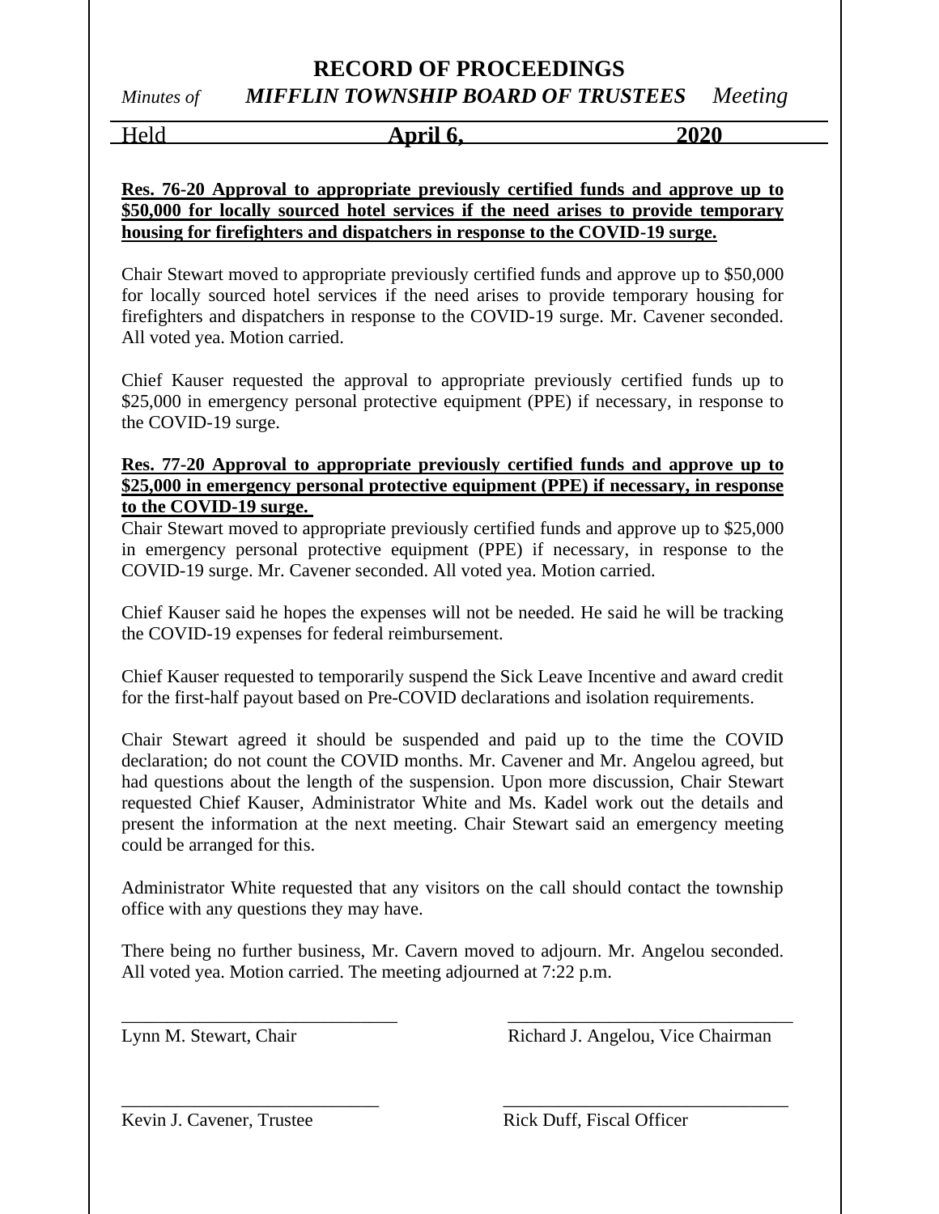**Res. 76-20 Approval to appropriate previously certified funds and approve up to $50,000 for locally sourced hotel services if the need arises to provide temporary housing for firefighters and dispatchers in response to the COVID-19 surge.**

Chair Stewart moved to appropriate previously certified funds and approve up to $50,000 for locally sourced hotel services if the need arises to provide temporary housing for firefighters and dispatchers in response to the COVID-19 surge. Mr. Cavener seconded. All voted yea. Motion carried.

Chief Kauser requested the approval to appropriate previously certified funds up to $25,000 in emergency personal protective equipment (PPE) if necessary, in response to the COVID-19 surge.

**Res. 77-20 Approval to appropriate previously certified funds and approve up to $25,000 in emergency personal protective equipment (PPE) if necessary, in response to the COVID-19 surge.**

Chair Stewart moved to appropriate previously certified funds and approve up to $25,000 in emergency personal protective equipment (PPE) if necessary, in response to the COVID-19 surge. Mr. Cavener seconded. All voted yea. Motion carried.

Chief Kauser said he hopes the expenses will not be needed. He said he will be tracking the COVID-19 expenses for federal reimbursement.

Chief Kauser requested to temporarily suspend the Sick Leave Incentive and award credit for the first-half payout based on Pre-COVID declarations and isolation requirements.

Chair Stewart agreed it should be suspended and paid up to the time the COVID declaration; do not count the COVID months. Mr. Cavener and Mr. Angelou agreed, but had questions about the length of the suspension. Upon more discussion, Chair Stewart requested Chief Kauser, Administrator White and Ms. Kadel work out the details and present the information at the next meeting. Chair Stewart said an emergency meeting could be arranged for this.

Administrator White requested that any visitors on the call should contact the township office with any questions they may have.

There being no further business, Mr. Cavern moved to adjourn. Mr. Angelou seconded. All voted yea. Motion carried. The meeting adjourned at 7:22 p.m.

\_\_\_\_\_\_\_\_\_\_\_\_\_\_\_\_\_\_\_\_\_\_\_\_\_\_\_\_\_\_
Lynn M. Stewart, Chair

\_\_\_\_\_\_\_\_\_\_\_\_\_\_\_\_\_\_\_\_\_\_\_\_\_\_\_\_\_\_
Richard J. Angelou, Vice Chairman

\_\_\_\_\_\_\_\_\_\_\_\_\_\_\_\_\_\_\_\_\_\_\_\_\_\_\_\_\_\_
Kevin J. Cavener, Trustee

\_\_\_\_\_\_\_\_\_\_\_\_\_\_\_\_\_\_\_\_\_\_\_\_\_\_\_\_\_\_
Rick Duff, Fiscal Officer